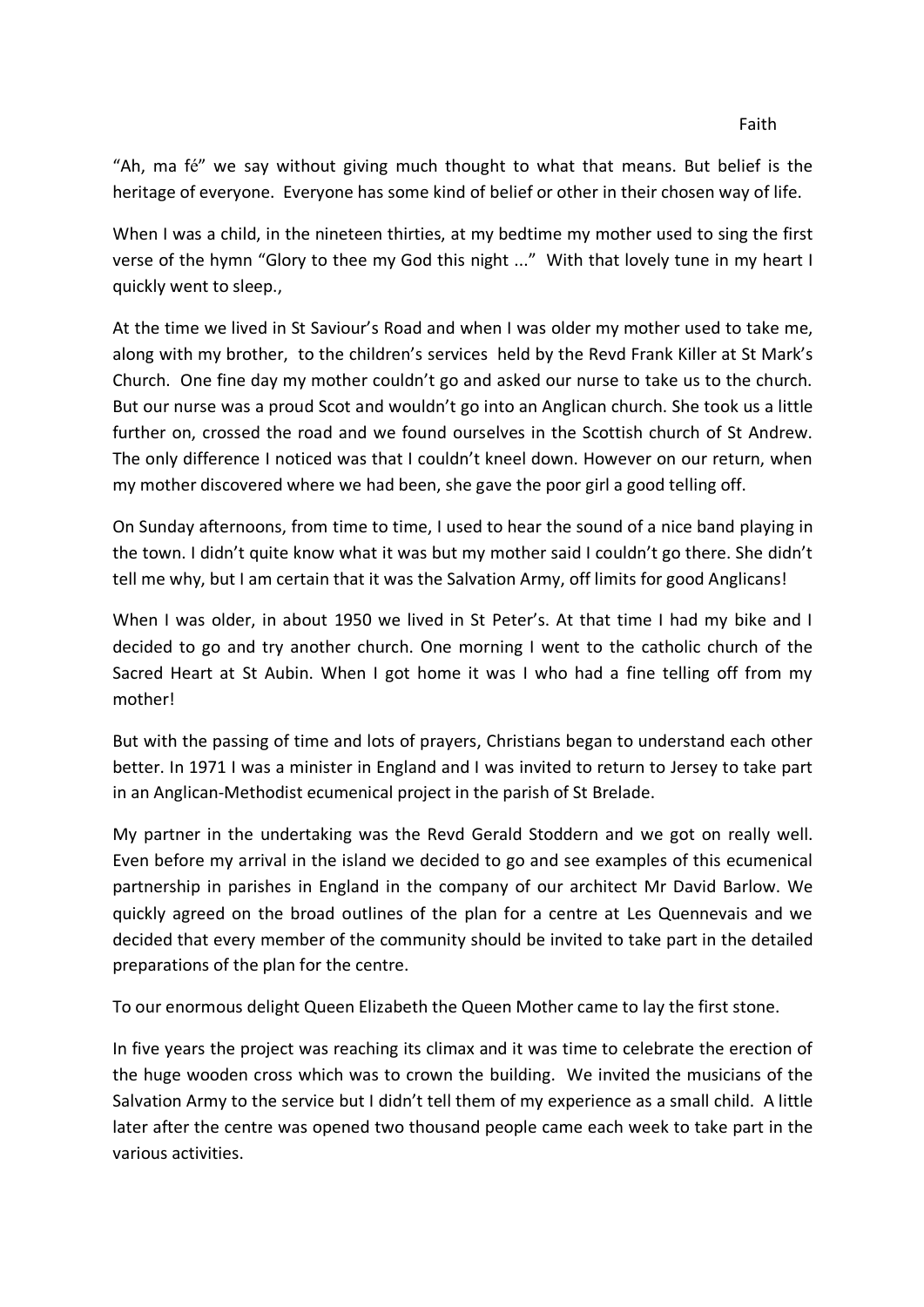# Faith

"Ah, ma fé" we say without giving much thought to what that means. But belief is the heritage of everyone. Everyone has some kind of belief or other in their chosen way of life.

When I was a child, in the nineteen thirties, at my bedtime my mother used to sing the first verse of the hymn "Glory to thee my God this night ..." With that lovely tune in my heart I quickly went to sleep.,

At the time we lived in St Saviour's Road and when I was older my mother used to take me, along with my brother, to the children's services held by the Revd Frank Killer at St Mark's Church. One fine day my mother couldn't go and asked our nurse to take us to the church. But our nurse was a proud Scot and wouldn't go into an Anglican church. She took us a little further on, crossed the road and we found ourselves in the Scottish church of St Andrew. The only difference I noticed was that I couldn't kneel down. However on our return, when my mother discovered where we had been, she gave the poor girl a good telling off.

On Sunday afternoons, from time to time, I used to hear the sound of a nice band playing in the town. I didn't quite know what it was but my mother said I couldn't go there. She didn't tell me why, but I am certain that it was the Salvation Army, off limits for good Anglicans!

When I was older, in about 1950 we lived in St Peter's. At that time I had my bike and I decided to go and try another church. One morning I went to the catholic church of the Sacred Heart at St Aubin. When I got home it was I who had a fine telling off from my mother!

But with the passing of time and lots of prayers, Christians began to understand each other better. In 1971 I was a minister in England and I was invited to return to Jersey to take part in an Anglican-Methodist ecumenical project in the parish of St Brelade.

My partner in the undertaking was the Revd Gerald Stoddern and we got on really well. Even before my arrival in the island we decided to go and see examples of this ecumenical partnership in parishes in England in the company of our architect Mr David Barlow. We quickly agreed on the broad outlines of the plan for a centre at Les Quennevais and we decided that every member of the community should be invited to take part in the detailed preparations of the plan for the centre.

To our enormous delight Queen Elizabeth the Queen Mother came to lay the first stone.

In five years the project was reaching its climax and it was time to celebrate the erection of the huge wooden cross which was to crown the building. We invited the musicians of the Salvation Army to the service but I didn't tell them of my experience as a small child. A little later after the centre was opened two thousand people came each week to take part in the various activities.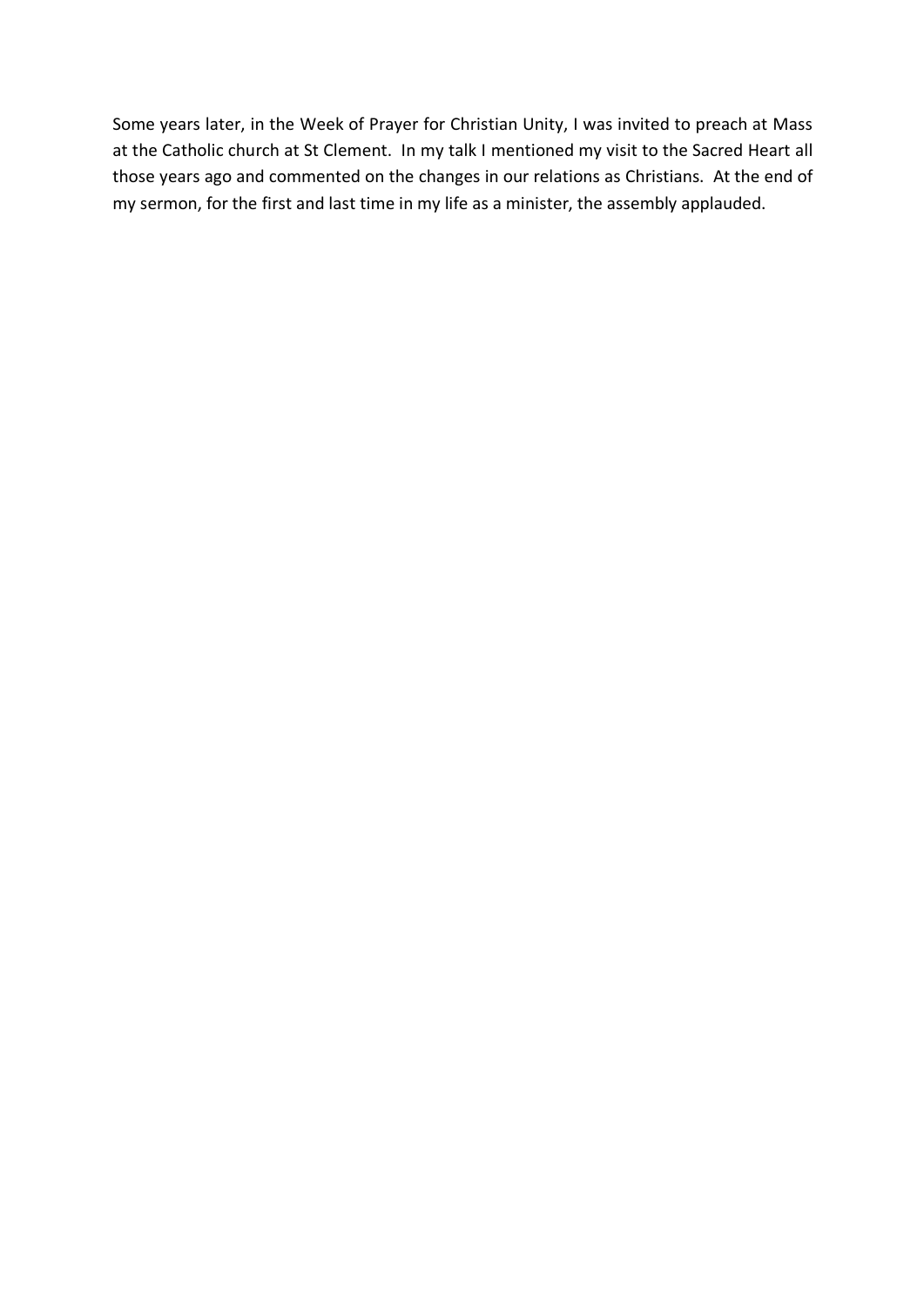Some years later, in the Week of Prayer for Christian Unity, I was invited to preach at Mass at the Catholic church at St Clement. In my talk I mentioned my visit to the Sacred Heart all those years ago and commented on the changes in our relations as Christians. At the end of my sermon, for the first and last time in my life as a minister, the assembly applauded.